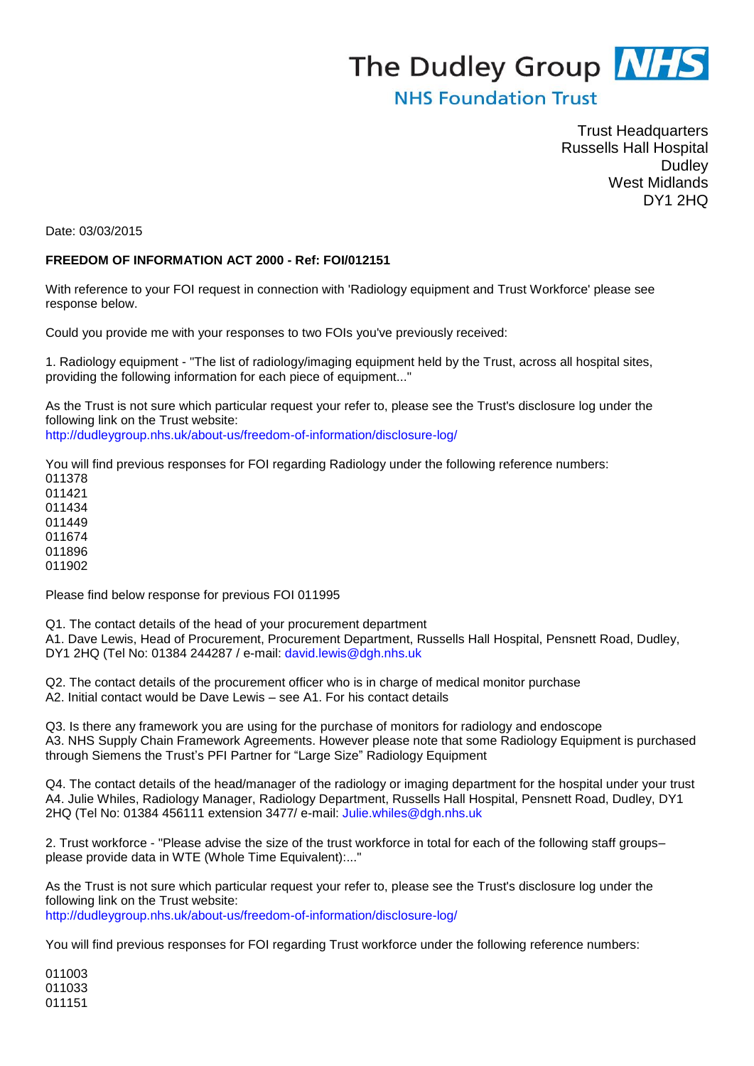The Dudley Group **NHS**

NHS Foundation Trust

Trust Headquarters
Russells Hall Hospital
Dudley
West Midlands
DY1 2HQ

Date: 03/03/2015

**FREEDOM OF INFORMATION ACT 2000 - Ref: FOI/012151**

With reference to your FOI request in connection with 'Radiology equipment and Trust Workforce' please see response below.

Could you provide me with your responses to two FOIs you've previously received:

1. Radiology equipment - "The list of radiology/imaging equipment held by the Trust, across all hospital sites, providing the following information for each piece of equipment..."

As the Trust is not sure which particular request your refer to, please see the Trust's disclosure log under the following link on the Trust website:
http://dudleygroup.nhs.uk/about-us/freedom-of-information/disclosure-log/

You will find previous responses for FOI regarding Radiology under the following reference numbers:
011378
011421
011434
011449
011674
011896
011902

Please find below response for previous FOI 011995

Q1. The contact details of the head of your procurement department
A1. Dave Lewis, Head of Procurement, Procurement Department, Russells Hall Hospital, Pensnett Road, Dudley, DY1 2HQ (Tel No: 01384 244287 / e-mail: david.lewis@dgh.nhs.uk

Q2. The contact details of the procurement officer who is in charge of medical monitor purchase
A2. Initial contact would be Dave Lewis – see A1. For his contact details

Q3. Is there any framework you are using for the purchase of monitors for radiology and endoscope
A3. NHS Supply Chain Framework Agreements. However please note that some Radiology Equipment is purchased through Siemens the Trust's PFI Partner for "Large Size" Radiology Equipment

Q4. The contact details of the head/manager of the radiology or imaging department for the hospital under your trust
A4. Julie Whiles, Radiology Manager, Radiology Department, Russells Hall Hospital, Pensnett Road, Dudley, DY1 2HQ (Tel No: 01384 456111 extension 3477/ e-mail: Julie.whiles@dgh.nhs.uk

2. Trust workforce - "Please advise the size of the trust workforce in total for each of the following staff groups– please provide data in WTE (Whole Time Equivalent):..."

As the Trust is not sure which particular request your refer to, please see the Trust's disclosure log under the following link on the Trust website:
http://dudleygroup.nhs.uk/about-us/freedom-of-information/disclosure-log/

You will find previous responses for FOI regarding Trust workforce under the following reference numbers:

011003
011033
011151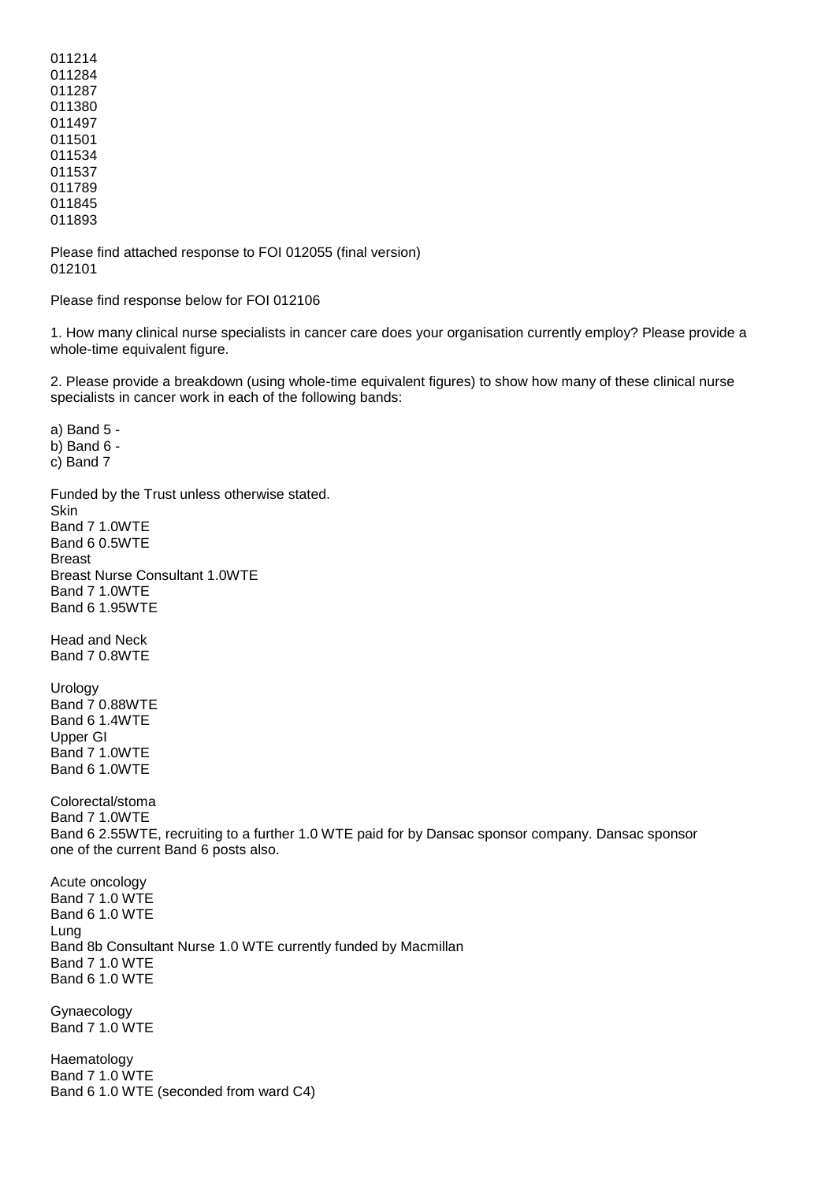011214
011284
011287
011380
011497
011501
011534
011537
011789
011845
011893

Please find attached response to FOI 012055 (final version)
012101

Please find response below for FOI 012106

1. How many clinical nurse specialists in cancer care does your organisation currently employ? Please provide a whole-time equivalent figure.

2. Please provide a breakdown (using whole-time equivalent figures) to show how many of these clinical nurse specialists in cancer work in each of the following bands:

a) Band 5 -
b) Band 6 -
c) Band 7

Funded by the Trust unless otherwise stated.
Skin
Band 7 1.0WTE
Band 6 0.5WTE
Breast
Breast Nurse Consultant 1.0WTE
Band 7 1.0WTE
Band 6 1.95WTE

Head and Neck
Band 7 0.8WTE

Urology
Band 7 0.88WTE
Band 6 1.4WTE
Upper GI
Band 7 1.0WTE
Band 6 1.0WTE

Colorectal/stoma
Band 7 1.0WTE
Band 6 2.55WTE, recruiting to a further 1.0 WTE paid for by Dansac sponsor company. Dansac sponsor one of the current Band 6 posts also.

Acute oncology
Band 7 1.0 WTE
Band 6 1.0 WTE
Lung
Band 8b Consultant Nurse 1.0 WTE currently funded by Macmillan
Band 7 1.0 WTE
Band 6 1.0 WTE

Gynaecology
Band 7 1.0 WTE

Haematology
Band 7 1.0 WTE
Band 6 1.0 WTE (seconded from ward C4)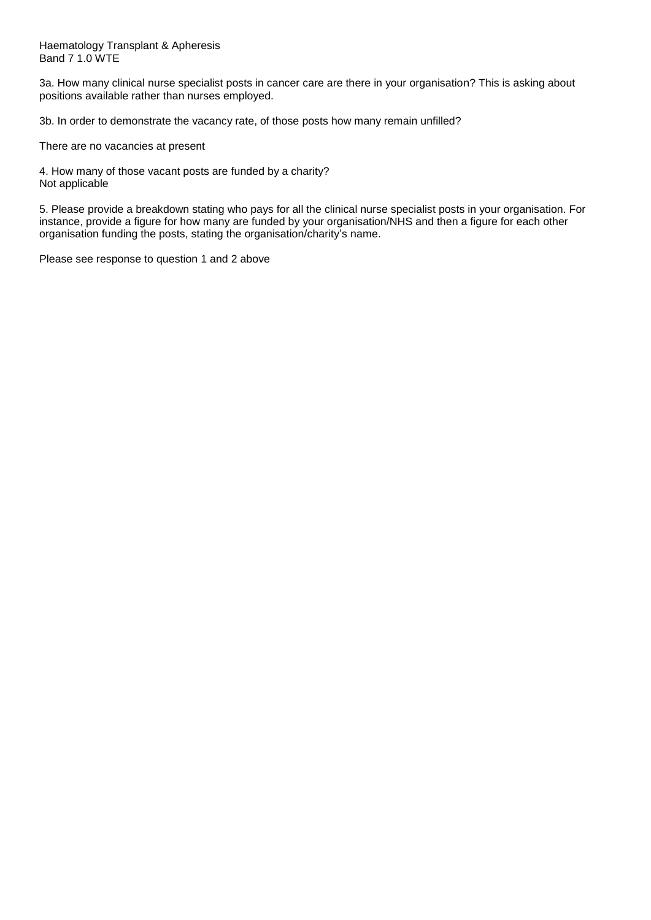Haematology Transplant & Apheresis
Band 7 1.0 WTE

3a. How many clinical nurse specialist posts in cancer care are there in your organisation? This is asking about positions available rather than nurses employed.

3b. In order to demonstrate the vacancy rate, of those posts how many remain unfilled?

There are no vacancies at present

4. How many of those vacant posts are funded by a charity?
Not applicable

5. Please provide a breakdown stating who pays for all the clinical nurse specialist posts in your organisation. For instance, provide a figure for how many are funded by your organisation/NHS and then a figure for each other organisation funding the posts, stating the organisation/charity's name.

Please see response to question 1 and 2 above